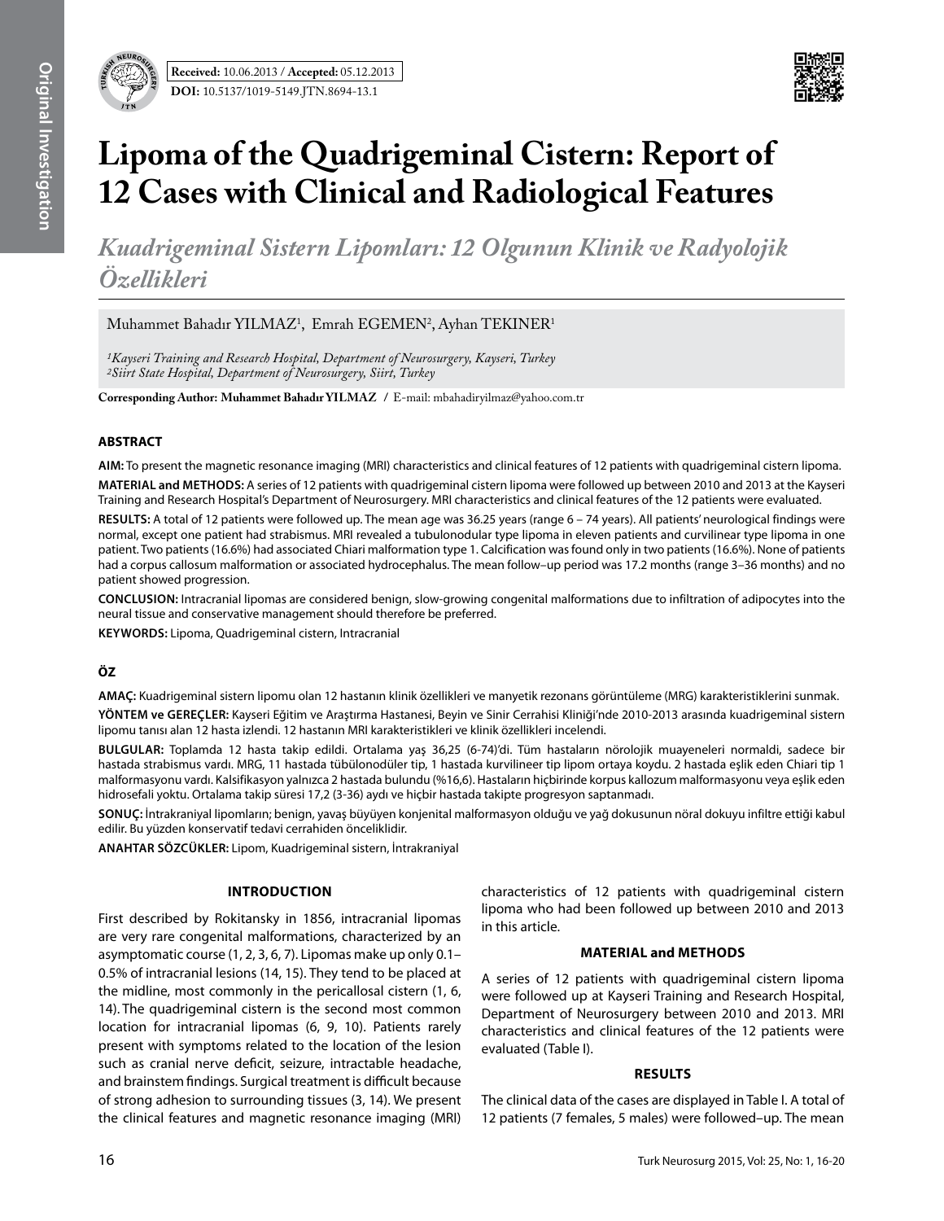Received: 10.06.2013 / Accepted: 05.12.2013

DOI: 10.5137/1019-5149.JTN.8694-13.1

# Lipoma of the Quadrigeminal Cistern: Report of 12 Cases with Clinical and Radiological Features

## *Kuadrigeminal Sistern Lipomları: 12 Olgunun Klinik ve Radyolojik Özellikleri*

Muhammet Bahadır YILMAZ[1], Emrah EGEMEN[2], Ayhan TEKINER[1]

*[1]Kayseri Training and Research Hospital, Department of Neurosurgery, Kayseri, Turkey*
*[2]Siirt State Hospital, Department of Neurosurgery, Siirt, Turkey*

**Corresponding Author: Muhammet Bahadır YILMAZ** / E-mail: mbahadiryilmaz@yahoo.com.tr

### ABSTRACT

**AIM:** To present the magnetic resonance imaging (MRI) characteristics and clinical features of 12 patients with quadrigeminal cistern lipoma.

**MATERIAL and METHODS:** A series of 12 patients with quadrigeminal cistern lipoma were followed up between 2010 and 2013 at the Kayseri Training and Research Hospital's Department of Neurosurgery. MRI characteristics and clinical features of the 12 patients were evaluated.

**RESULTS:** A total of 12 patients were followed up. The mean age was 36.25 years (range 6 – 74 years). All patients' neurological findings were normal, except one patient had strabismus. MRI revealed a tubulonodular type lipoma in eleven patients and curvilinear type lipoma in one patient. Two patients (16.6%) had associated Chiari malformation type 1. Calcification was found only in two patients (16.6%). None of patients had a corpus callosum malformation or associated hydrocephalus. The mean follow–up period was 17.2 months (range 3–36 months) and no patient showed progression.

**CONCLUSION:** Intracranial lipomas are considered benign, slow-growing congenital malformations due to infiltration of adipocytes into the neural tissue and conservative management should therefore be preferred.

**KEYWORDS:** Lipoma, Quadrigeminal cistern, Intracranial

### ÖZ

**AMAÇ:** Kuadrigeminal sistern lipomu olan 12 hastanın klinik özellikleri ve manyetik rezonans görüntüleme (MRG) karakteristiklerini sunmak.

**YÖNTEM ve GEREÇLER:** Kayseri Eğitim ve Araştırma Hastanesi, Beyin ve Sinir Cerrahisi Kliniği'nde 2010-2013 arasında kuadrigeminal sistern lipomu tanısı alan 12 hasta izlendi. 12 hastanın MRI karakteristikleri ve klinik özellikleri incelendi.

**BULGULAR:** Toplamda 12 hasta takip edildi. Ortalama yaş 36,25 (6-74)'di. Tüm hastaların nörolojik muayeneleri normaldi, sadece bir hastada strabismus vardı. MRG, 11 hastada tübülonodüler tip, 1 hastada kurvilineer tip lipom ortaya koydu. 2 hastada eşlik eden Chiari tip 1 malformasyonu vardı. Kalsifikasyon yalnızca 2 hastada bulundu (%16,6). Hastaların hiçbirinde korpus kallozum malformasyonu veya eşlik eden hidrosefali yoktu. Ortalama takip süresi 17,2 (3-36) aydı ve hiçbir hastada takipte progresyon saptanmadı.

**SONUÇ:** İntrakraniyal lipomların; benign, yavaş büyüyen konjenital malformasyon olduğu ve yağ dokusunun nöral dokuyu infiltre ettiği kabul edilir. Bu yüzden konservatif tedavi cerrahiden önceliklidir.

**ANAHTAR SÖZCÜKLER:** Lipom, Kuadrigeminal sistern, İntrakraniyal

### INTRODUCTION

First described by Rokitansky in 1856, intracranial lipomas are very rare congenital malformations, characterized by an asymptomatic course (1, 2, 3, 6, 7). Lipomas make up only 0.1–0.5% of intracranial lesions (14, 15). They tend to be placed at the midline, most commonly in the pericallosal cistern (1, 6, 14). The quadrigeminal cistern is the second most common location for intracranial lipomas (6, 9, 10). Patients rarely present with symptoms related to the location of the lesion such as cranial nerve deficit, seizure, intractable headache, and brainstem findings. Surgical treatment is difficult because of strong adhesion to surrounding tissues (3, 14). We present the clinical features and magnetic resonance imaging (MRI) characteristics of 12 patients with quadrigeminal cistern lipoma who had been followed up between 2010 and 2013 in this article.

### MATERIAL and METHODS

A series of 12 patients with quadrigeminal cistern lipoma were followed up at Kayseri Training and Research Hospital, Department of Neurosurgery between 2010 and 2013. MRI characteristics and clinical features of the 12 patients were evaluated (Table I).

### RESULTS

The clinical data of the cases are displayed in Table I. A total of 12 patients (7 females, 5 males) were followed–up. The mean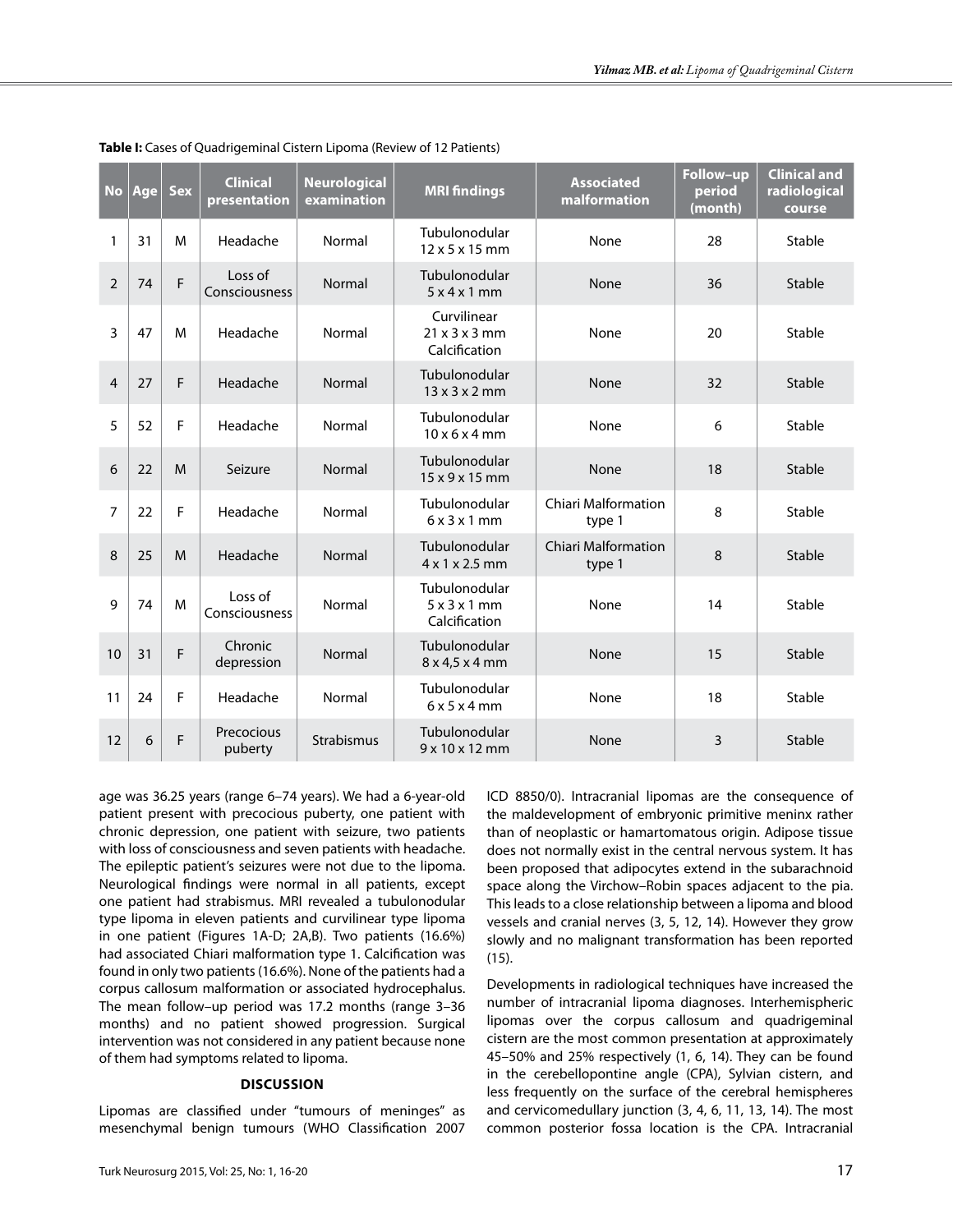**Table I:** Cases of Quadrigeminal Cistern Lipoma (Review of 12 Patients)

| No | Age | Sex | Clinical presentation | Neurological examination | MRI findings | Associated malformation | Follow–up period (month) | Clinical and radiological course |
|---|---|---|---|---|---|---|---|---|
| 1 | 31 | M | Headache | Normal | Tubulonodular 12 x 5 x 15 mm | None | 28 | Stable |
| 2 | 74 | F | Loss of Consciousness | Normal | Tubulonodular 5 x 4 x 1 mm | None | 36 | Stable |
| 3 | 47 | M | Headache | Normal | Curvilinear 21 x 3 x 3 mm Calcification | None | 20 | Stable |
| 4 | 27 | F | Headache | Normal | Tubulonodular 13 x 3 x 2 mm | None | 32 | Stable |
| 5 | 52 | F | Headache | Normal | Tubulonodular 10 x 6 x 4 mm | None | 6 | Stable |
| 6 | 22 | M | Seizure | Normal | Tubulonodular 15 x 9 x 15 mm | None | 18 | Stable |
| 7 | 22 | F | Headache | Normal | Tubulonodular 6 x 3 x 1 mm | Chiari Malformation type 1 | 8 | Stable |
| 8 | 25 | M | Headache | Normal | Tubulonodular 4 x 1 x 2.5 mm | Chiari Malformation type 1 | 8 | Stable |
| 9 | 74 | M | Loss of Consciousness | Normal | Tubulonodular 5 x 3 x 1 mm Calcification | None | 14 | Stable |
| 10 | 31 | F | Chronic depression | Normal | Tubulonodular 8 x 4,5 x 4 mm | None | 15 | Stable |
| 11 | 24 | F | Headache | Normal | Tubulonodular 6 x 5 x 4 mm | None | 18 | Stable |
| 12 | 6 | F | Precocious puberty | Strabismus | Tubulonodular 9 x 10 x 12 mm | None | 3 | Stable |

age was 36.25 years (range 6–74 years). We had a 6-year-old patient present with precocious puberty, one patient with chronic depression, one patient with seizure, two patients with loss of consciousness and seven patients with headache. The epileptic patient's seizures were not due to the lipoma. Neurological findings were normal in all patients, except one patient had strabismus. MRI revealed a tubulonodular type lipoma in eleven patients and curvilinear type lipoma in one patient (Figures 1A-D; 2A,B). Two patients (16.6%) had associated Chiari malformation type 1. Calcification was found in only two patients (16.6%). None of the patients had a corpus callosum malformation or associated hydrocephalus. The mean follow–up period was 17.2 months (range 3–36 months) and no patient showed progression. Surgical intervention was not considered in any patient because none of them had symptoms related to lipoma.

## DISCUSSION

Lipomas are classified under "tumours of meninges" as mesenchymal benign tumours (WHO Classification 2007 ICD 8850/0). Intracranial lipomas are the consequence of the maldevelopment of embryonic primitive meninx rather than of neoplastic or hamartomatous origin. Adipose tissue does not normally exist in the central nervous system. It has been proposed that adipocytes extend in the subarachnoid space along the Virchow–Robin spaces adjacent to the pia. This leads to a close relationship between a lipoma and blood vessels and cranial nerves (3, 5, 12, 14). However they grow slowly and no malignant transformation has been reported (15).

Developments in radiological techniques have increased the number of intracranial lipoma diagnoses. Interhemispheric lipomas over the corpus callosum and quadrigeminal cistern are the most common presentation at approximately 45–50% and 25% respectively (1, 6, 14). They can be found in the cerebellopontine angle (CPA), Sylvian cistern, and less frequently on the surface of the cerebral hemispheres and cervicomedullary junction (3, 4, 6, 11, 13, 14). The most common posterior fossa location is the CPA. Intracranial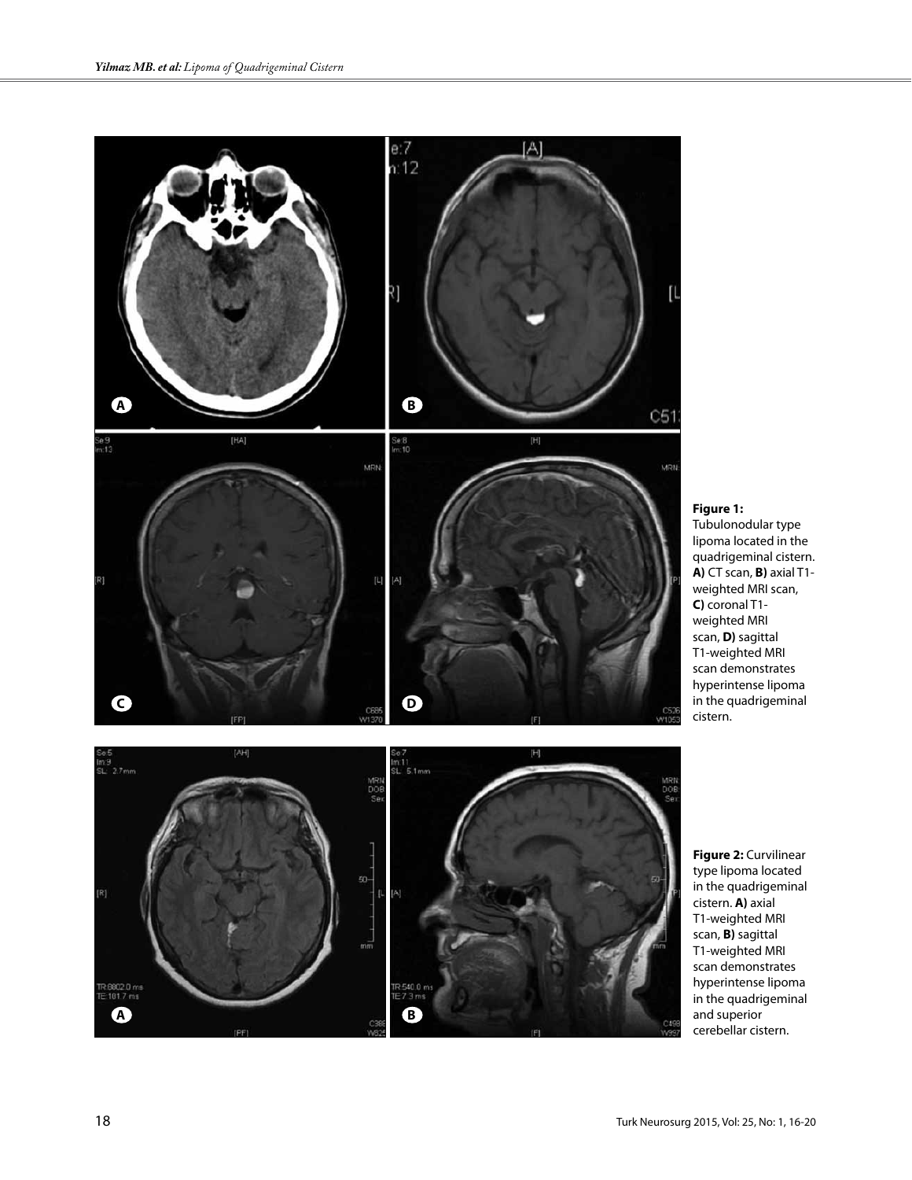**Figure 1:** Tubulonodular type lipoma located in the quadrigeminal cistern. **A)** CT scan, **B)** axial T1-weighted MRI scan, **C)** coronal T1-weighted MRI scan, **D)** sagittal T1-weighted MRI scan demonstrates hyperintense lipoma in the quadrigeminal cistern.

**Figure 2:** Curvilinear type lipoma located in the quadrigeminal cistern. **A)** axial T1-weighted MRI scan, **B)** sagittal T1-weighted MRI scan demonstrates hyperintense lipoma in the quadrigeminal and superior cerebellar cistern.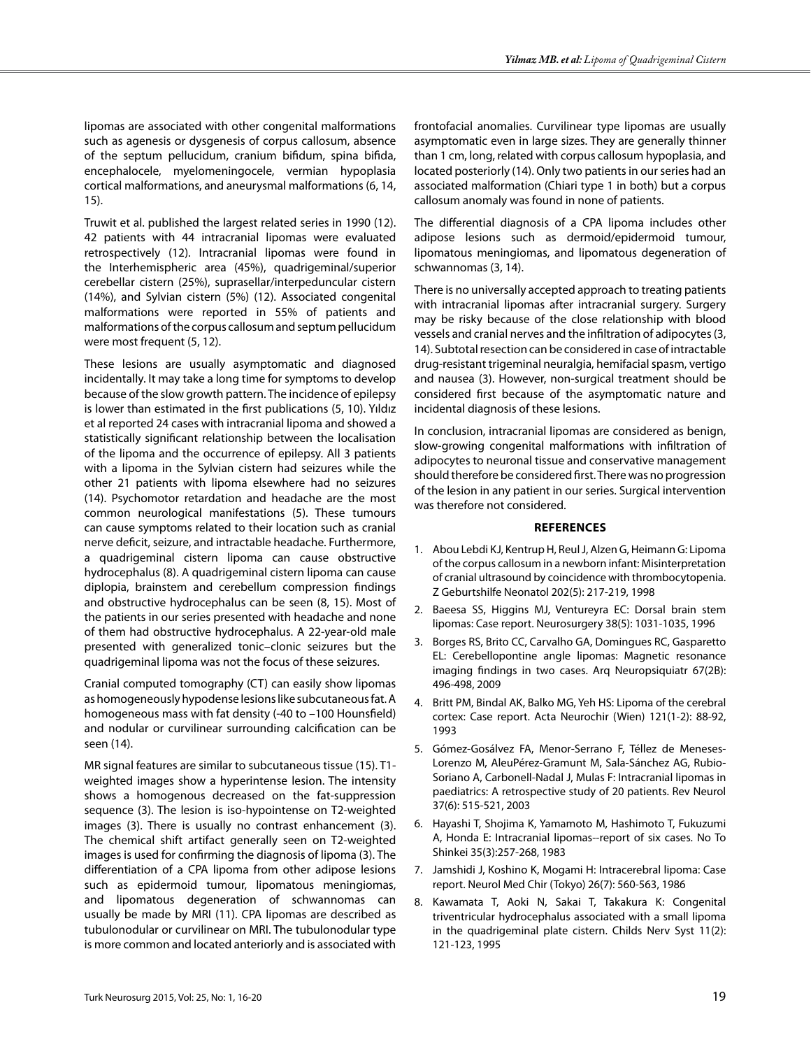lipomas are associated with other congenital malformations such as agenesis or dysgenesis of corpus callosum, absence of the septum pellucidum, cranium bifidum, spina bifida, encephalocele, myelomeningocele, vermian hypoplasia cortical malformations, and aneurysmal malformations (6, 14, 15).

Truwit et al. published the largest related series in 1990 (12). 42 patients with 44 intracranial lipomas were evaluated retrospectively (12). Intracranial lipomas were found in the Interhemispheric area (45%), quadrigeminal/superior cerebellar cistern (25%), suprasellar/interpeduncular cistern (14%), and Sylvian cistern (5%) (12). Associated congenital malformations were reported in 55% of patients and malformations of the corpus callosum and septum pellucidum were most frequent (5, 12).

These lesions are usually asymptomatic and diagnosed incidentally. It may take a long time for symptoms to develop because of the slow growth pattern. The incidence of epilepsy is lower than estimated in the first publications (5, 10). Yıldız et al reported 24 cases with intracranial lipoma and showed a statistically significant relationship between the localisation of the lipoma and the occurrence of epilepsy. All 3 patients with a lipoma in the Sylvian cistern had seizures while the other 21 patients with lipoma elsewhere had no seizures (14). Psychomotor retardation and headache are the most common neurological manifestations (5). These tumours can cause symptoms related to their location such as cranial nerve deficit, seizure, and intractable headache. Furthermore, a quadrigeminal cistern lipoma can cause obstructive hydrocephalus (8). A quadrigeminal cistern lipoma can cause diplopia, brainstem and cerebellum compression findings and obstructive hydrocephalus can be seen (8, 15). Most of the patients in our series presented with headache and none of them had obstructive hydrocephalus. A 22-year-old male presented with generalized tonic–clonic seizures but the quadrigeminal lipoma was not the focus of these seizures.

Cranial computed tomography (CT) can easily show lipomas as homogeneously hypodense lesions like subcutaneous fat. A homogeneous mass with fat density (-40 to –100 Hounsfield) and nodular or curvilinear surrounding calcification can be seen (14).

MR signal features are similar to subcutaneous tissue (15). T1-weighted images show a hyperintense lesion. The intensity shows a homogenous decreased on the fat-suppression sequence (3). The lesion is iso-hypointense on T2-weighted images (3). There is usually no contrast enhancement (3). The chemical shift artifact generally seen on T2-weighted images is used for confirming the diagnosis of lipoma (3). The differentiation of a CPA lipoma from other adipose lesions such as epidermoid tumour, lipomatous meningiomas, and lipomatous degeneration of schwannomas can usually be made by MRI (11). CPA lipomas are described as tubulonodular or curvilinear on MRI. The tubulonodular type is more common and located anteriorly and is associated with frontofacial anomalies. Curvilinear type lipomas are usually asymptomatic even in large sizes. They are generally thinner than 1 cm, long, related with corpus callosum hypoplasia, and located posteriorly (14). Only two patients in our series had an associated malformation (Chiari type 1 in both) but a corpus callosum anomaly was found in none of patients.

The differential diagnosis of a CPA lipoma includes other adipose lesions such as dermoid/epidermoid tumour, lipomatous meningiomas, and lipomatous degeneration of schwannomas (3, 14).

There is no universally accepted approach to treating patients with intracranial lipomas after intracranial surgery. Surgery may be risky because of the close relationship with blood vessels and cranial nerves and the infiltration of adipocytes (3, 14). Subtotal resection can be considered in case of intractable drug-resistant trigeminal neuralgia, hemifacial spasm, vertigo and nausea (3). However, non-surgical treatment should be considered first because of the asymptomatic nature and incidental diagnosis of these lesions.

In conclusion, intracranial lipomas are considered as benign, slow-growing congenital malformations with infiltration of adipocytes to neuronal tissue and conservative management should therefore be considered first. There was no progression of the lesion in any patient in our series. Surgical intervention was therefore not considered.

## REFERENCES

1. Abou Lebdi KJ, Kentrup H, Reul J, Alzen G, Heimann G: Lipoma of the corpus callosum in a newborn infant: Misinterpretation of cranial ultrasound by coincidence with thrombocytopenia. Z Geburtshilfe Neonatol 202(5): 217-219, 1998
2. Baeesa SS, Higgins MJ, Ventureyra EC: Dorsal brain stem lipomas: Case report. Neurosurgery 38(5): 1031-1035, 1996
3. Borges RS, Brito CC, Carvalho GA, Domingues RC, Gasparetto EL: Cerebellopontine angle lipomas: Magnetic resonance imaging findings in two cases. Arq Neuropsiquiatr 67(2B): 496-498, 2009
4. Britt PM, Bindal AK, Balko MG, Yeh HS: Lipoma of the cerebral cortex: Case report. Acta Neurochir (Wien) 121(1-2): 88-92, 1993
5. Gómez-Gosálvez FA, Menor-Serrano F, Téllez de Meneses-Lorenzo M, AleuPérez-Gramunt M, Sala-Sánchez AG, Rubio-Soriano A, Carbonell-Nadal J, Mulas F: Intracranial lipomas in paediatrics: A retrospective study of 20 patients. Rev Neurol 37(6): 515-521, 2003
6. Hayashi T, Shojima K, Yamamoto M, Hashimoto T, Fukuzumi A, Honda E: Intracranial lipomas--report of six cases. No To Shinkei 35(3):257-268, 1983
7. Jamshidi J, Koshino K, Mogami H: Intracerebral lipoma: Case report. Neurol Med Chir (Tokyo) 26(7): 560-563, 1986
8. Kawamata T, Aoki N, Sakai T, Takakura K: Congenital triventricular hydrocephalus associated with a small lipoma in the quadrigeminal plate cistern. Childs Nerv Syst 11(2): 121-123, 1995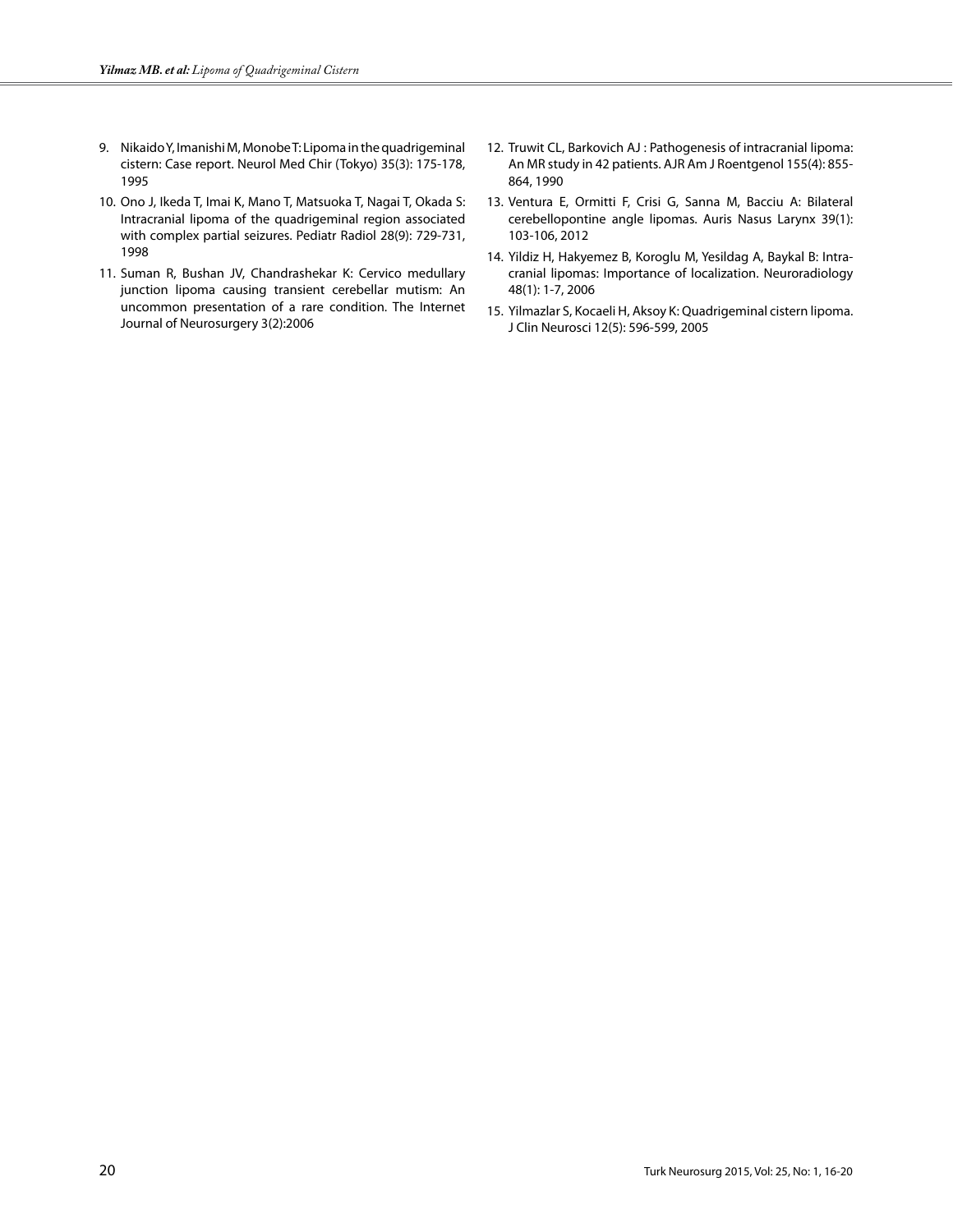9. Nikaido Y, Imanishi M, Monobe T: Lipoma in the quadrigeminal cistern: Case report. Neurol Med Chir (Tokyo) 35(3): 175-178, 1995

10. Ono J, Ikeda T, Imai K, Mano T, Matsuoka T, Nagai T, Okada S: Intracranial lipoma of the quadrigeminal region associated with complex partial seizures. Pediatr Radiol 28(9): 729-731, 1998

11. Suman R, Bushan JV, Chandrashekar K: Cervico medullary junction lipoma causing transient cerebellar mutism: An uncommon presentation of a rare condition. The Internet Journal of Neurosurgery 3(2):2006

12. Truwit CL, Barkovich AJ : Pathogenesis of intracranial lipoma: An MR study in 42 patients. AJR Am J Roentgenol 155(4): 855-864, 1990

13. Ventura E, Ormitti F, Crisi G, Sanna M, Bacciu A: Bilateral cerebellopontine angle lipomas. Auris Nasus Larynx 39(1): 103-106, 2012

14. Yildiz H, Hakyemez B, Koroglu M, Yesildag A, Baykal B: Intracranial lipomas: Importance of localization. Neuroradiology 48(1): 1-7, 2006

15. Yilmazlar S, Kocaeli H, Aksoy K: Quadrigeminal cistern lipoma. J Clin Neurosci 12(5): 596-599, 2005